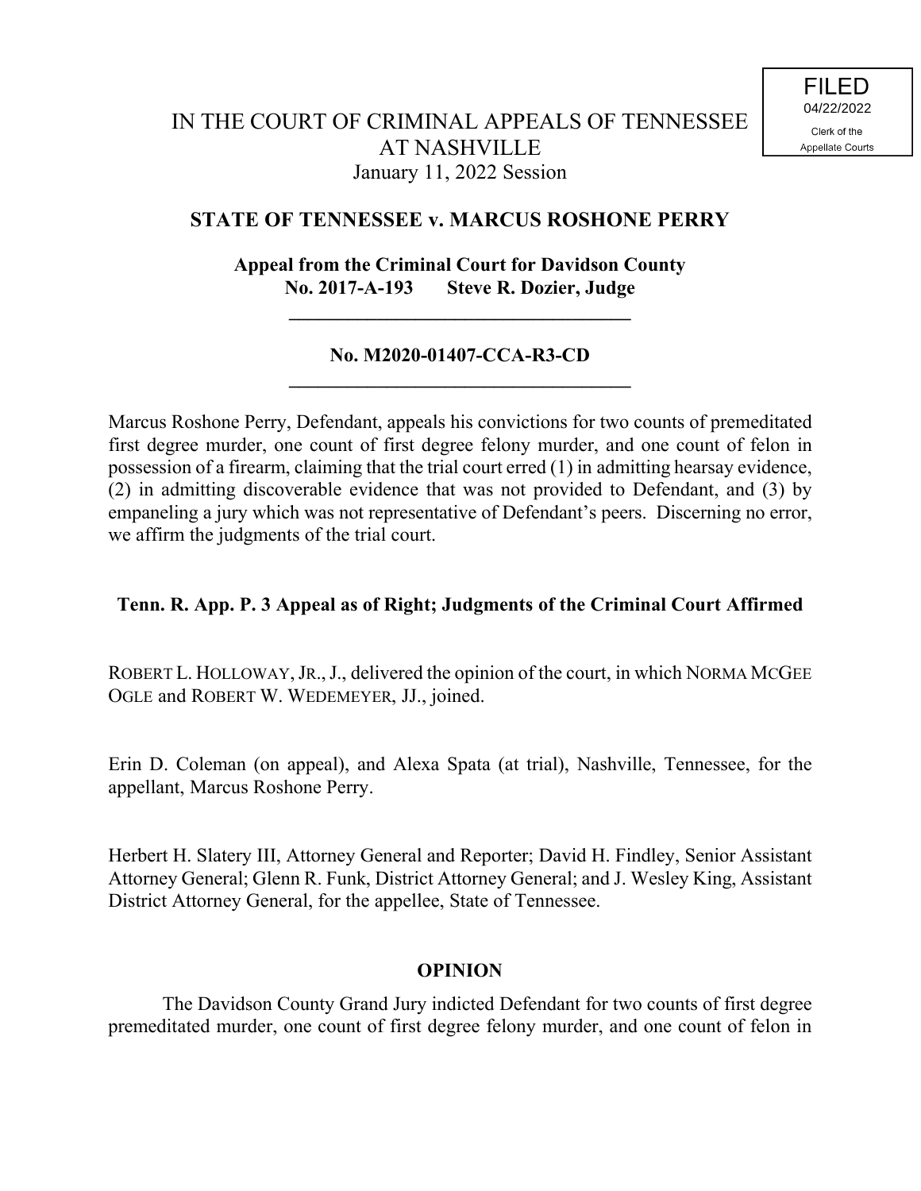FILED
04/22/2022
Clerk of the
Appellate Courts

IN THE COURT OF CRIMINAL APPEALS OF TENNESSEE
AT NASHVILLE
January 11, 2022 Session

**STATE OF TENNESSEE v. MARCUS ROSHONE PERRY**

**Appeal from the Criminal Court for Davidson County**
**No. 2017-A-193 Steve R. Dozier, Judge**

---

**No. M2020-01407-CCA-R3-CD**

---

Marcus Roshone Perry, Defendant, appeals his convictions for two counts of premeditated first degree murder, one count of first degree felony murder, and one count of felon in possession of a firearm, claiming that the trial court erred (1) in admitting hearsay evidence, (2) in admitting discoverable evidence that was not provided to Defendant, and (3) by empaneling a jury which was not representative of Defendant's peers. Discerning no error, we affirm the judgments of the trial court.

**Tenn. R. App. P. 3 Appeal as of Right; Judgments of the Criminal Court Affirmed**

ROBERT L. HOLLOWAY, JR., J., delivered the opinion of the court, in which NORMA MCGEE OGLE and ROBERT W. WEDEMEYER, JJ., joined.

Erin D. Coleman (on appeal), and Alexa Spata (at trial), Nashville, Tennessee, for the appellant, Marcus Roshone Perry.

Herbert H. Slatery III, Attorney General and Reporter; David H. Findley, Senior Assistant Attorney General; Glenn R. Funk, District Attorney General; and J. Wesley King, Assistant District Attorney General, for the appellee, State of Tennessee.

**OPINION**

The Davidson County Grand Jury indicted Defendant for two counts of first degree premeditated murder, one count of first degree felony murder, and one count of felon in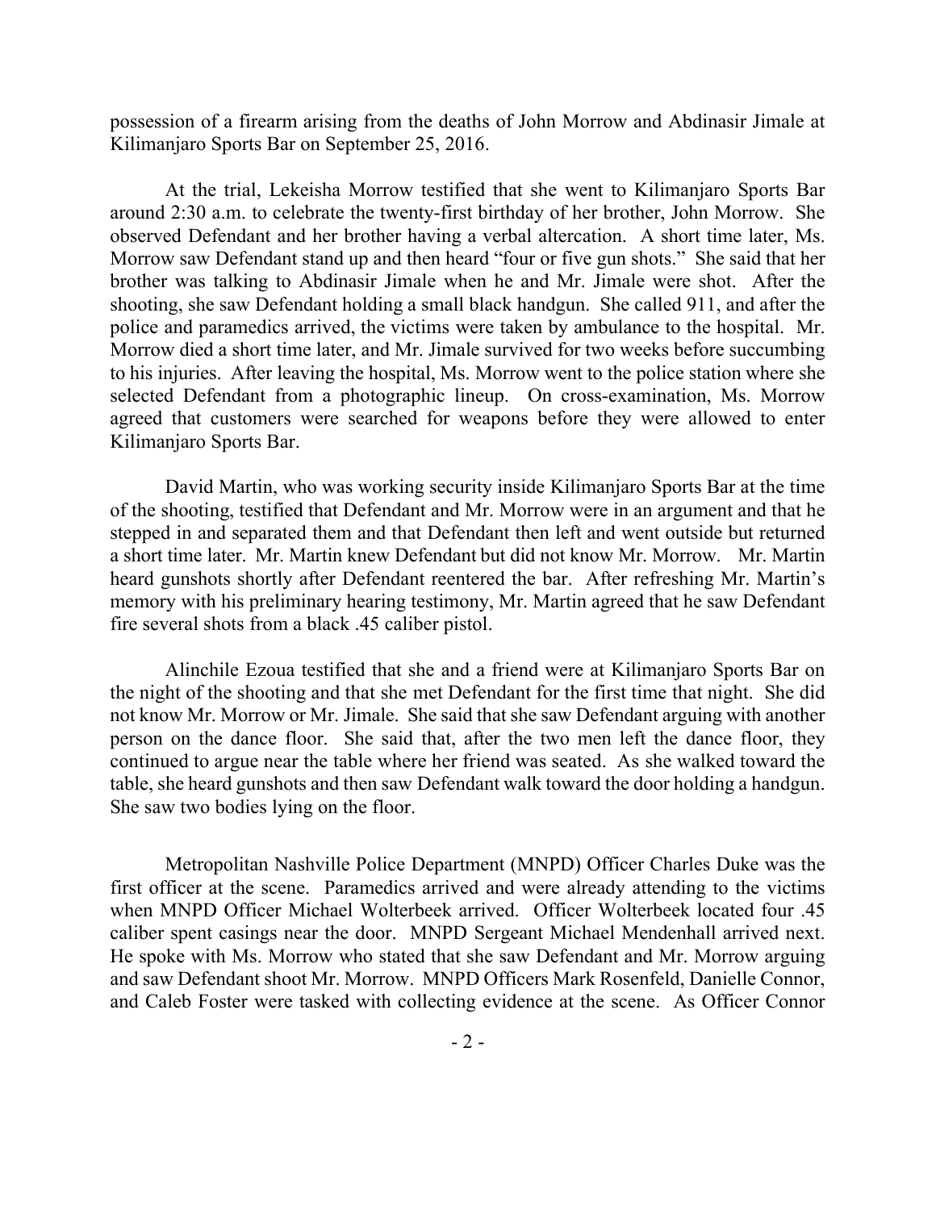possession of a firearm arising from the deaths of John Morrow and Abdinasir Jimale at Kilimanjaro Sports Bar on September 25, 2016.

At the trial, Lekeisha Morrow testified that she went to Kilimanjaro Sports Bar around 2:30 a.m. to celebrate the twenty-first birthday of her brother, John Morrow. She observed Defendant and her brother having a verbal altercation. A short time later, Ms. Morrow saw Defendant stand up and then heard "four or five gun shots." She said that her brother was talking to Abdinasir Jimale when he and Mr. Jimale were shot. After the shooting, she saw Defendant holding a small black handgun. She called 911, and after the police and paramedics arrived, the victims were taken by ambulance to the hospital. Mr. Morrow died a short time later, and Mr. Jimale survived for two weeks before succumbing to his injuries. After leaving the hospital, Ms. Morrow went to the police station where she selected Defendant from a photographic lineup. On cross-examination, Ms. Morrow agreed that customers were searched for weapons before they were allowed to enter Kilimanjaro Sports Bar.

David Martin, who was working security inside Kilimanjaro Sports Bar at the time of the shooting, testified that Defendant and Mr. Morrow were in an argument and that he stepped in and separated them and that Defendant then left and went outside but returned a short time later. Mr. Martin knew Defendant but did not know Mr. Morrow. Mr. Martin heard gunshots shortly after Defendant reentered the bar. After refreshing Mr. Martin's memory with his preliminary hearing testimony, Mr. Martin agreed that he saw Defendant fire several shots from a black .45 caliber pistol.

Alinchile Ezoua testified that she and a friend were at Kilimanjaro Sports Bar on the night of the shooting and that she met Defendant for the first time that night. She did not know Mr. Morrow or Mr. Jimale. She said that she saw Defendant arguing with another person on the dance floor. She said that, after the two men left the dance floor, they continued to argue near the table where her friend was seated. As she walked toward the table, she heard gunshots and then saw Defendant walk toward the door holding a handgun. She saw two bodies lying on the floor.

Metropolitan Nashville Police Department (MNPD) Officer Charles Duke was the first officer at the scene. Paramedics arrived and were already attending to the victims when MNPD Officer Michael Wolterbeek arrived. Officer Wolterbeek located four .45 caliber spent casings near the door. MNPD Sergeant Michael Mendenhall arrived next. He spoke with Ms. Morrow who stated that she saw Defendant and Mr. Morrow arguing and saw Defendant shoot Mr. Morrow. MNPD Officers Mark Rosenfeld, Danielle Connor, and Caleb Foster were tasked with collecting evidence at the scene. As Officer Connor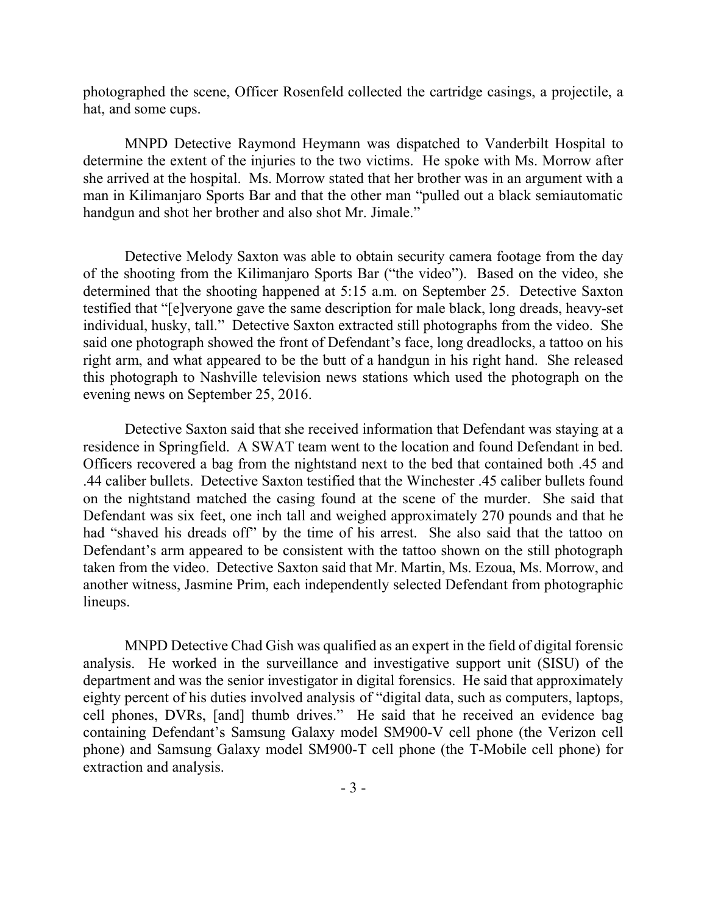photographed the scene, Officer Rosenfeld collected the cartridge casings, a projectile, a hat, and some cups.

MNPD Detective Raymond Heymann was dispatched to Vanderbilt Hospital to determine the extent of the injuries to the two victims. He spoke with Ms. Morrow after she arrived at the hospital. Ms. Morrow stated that her brother was in an argument with a man in Kilimanjaro Sports Bar and that the other man "pulled out a black semiautomatic handgun and shot her brother and also shot Mr. Jimale."

Detective Melody Saxton was able to obtain security camera footage from the day of the shooting from the Kilimanjaro Sports Bar ("the video"). Based on the video, she determined that the shooting happened at 5:15 a.m. on September 25. Detective Saxton testified that "[e]veryone gave the same description for male black, long dreads, heavy-set individual, husky, tall." Detective Saxton extracted still photographs from the video. She said one photograph showed the front of Defendant's face, long dreadlocks, a tattoo on his right arm, and what appeared to be the butt of a handgun in his right hand. She released this photograph to Nashville television news stations which used the photograph on the evening news on September 25, 2016.

Detective Saxton said that she received information that Defendant was staying at a residence in Springfield. A SWAT team went to the location and found Defendant in bed. Officers recovered a bag from the nightstand next to the bed that contained both .45 and .44 caliber bullets. Detective Saxton testified that the Winchester .45 caliber bullets found on the nightstand matched the casing found at the scene of the murder. She said that Defendant was six feet, one inch tall and weighed approximately 270 pounds and that he had "shaved his dreads off" by the time of his arrest. She also said that the tattoo on Defendant's arm appeared to be consistent with the tattoo shown on the still photograph taken from the video. Detective Saxton said that Mr. Martin, Ms. Ezoua, Ms. Morrow, and another witness, Jasmine Prim, each independently selected Defendant from photographic lineups.

MNPD Detective Chad Gish was qualified as an expert in the field of digital forensic analysis. He worked in the surveillance and investigative support unit (SISU) of the department and was the senior investigator in digital forensics. He said that approximately eighty percent of his duties involved analysis of "digital data, such as computers, laptops, cell phones, DVRs, [and] thumb drives." He said that he received an evidence bag containing Defendant's Samsung Galaxy model SM900-V cell phone (the Verizon cell phone) and Samsung Galaxy model SM900-T cell phone (the T-Mobile cell phone) for extraction and analysis.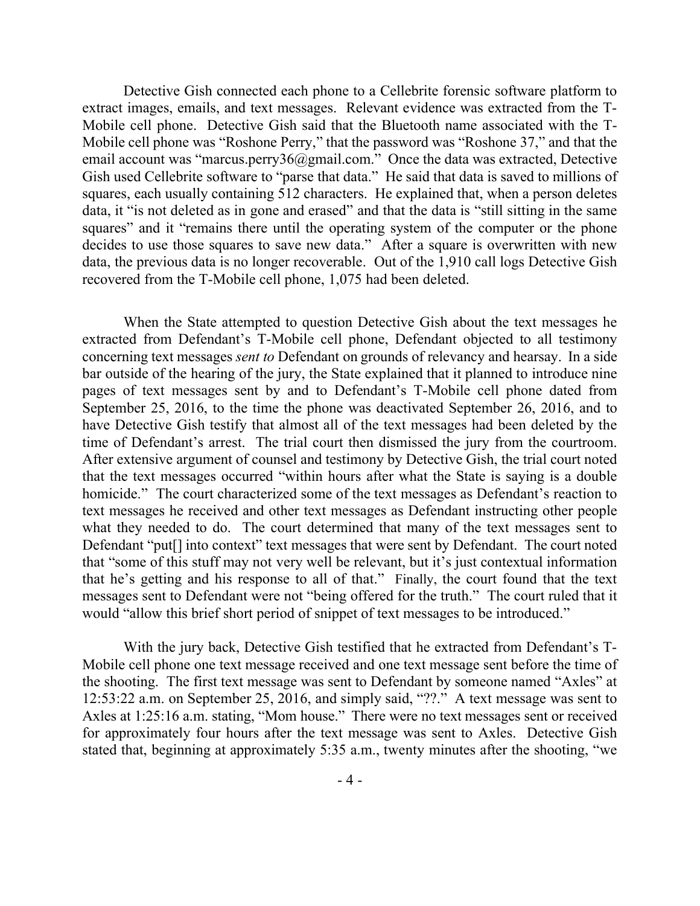Detective Gish connected each phone to a Cellebrite forensic software platform to extract images, emails, and text messages. Relevant evidence was extracted from the T-Mobile cell phone. Detective Gish said that the Bluetooth name associated with the T-Mobile cell phone was "Roshone Perry," that the password was "Roshone 37," and that the email account was "marcus.perry36@gmail.com." Once the data was extracted, Detective Gish used Cellebrite software to "parse that data." He said that data is saved to millions of squares, each usually containing 512 characters. He explained that, when a person deletes data, it "is not deleted as in gone and erased" and that the data is "still sitting in the same squares" and it "remains there until the operating system of the computer or the phone decides to use those squares to save new data." After a square is overwritten with new data, the previous data is no longer recoverable. Out of the 1,910 call logs Detective Gish recovered from the T-Mobile cell phone, 1,075 had been deleted.

When the State attempted to question Detective Gish about the text messages he extracted from Defendant's T-Mobile cell phone, Defendant objected to all testimony concerning text messages *sent to* Defendant on grounds of relevancy and hearsay. In a side bar outside of the hearing of the jury, the State explained that it planned to introduce nine pages of text messages sent by and to Defendant's T-Mobile cell phone dated from September 25, 2016, to the time the phone was deactivated September 26, 2016, and to have Detective Gish testify that almost all of the text messages had been deleted by the time of Defendant's arrest. The trial court then dismissed the jury from the courtroom. After extensive argument of counsel and testimony by Detective Gish, the trial court noted that the text messages occurred "within hours after what the State is saying is a double homicide." The court characterized some of the text messages as Defendant's reaction to text messages he received and other text messages as Defendant instructing other people what they needed to do. The court determined that many of the text messages sent to Defendant "put[] into context" text messages that were sent by Defendant. The court noted that "some of this stuff may not very well be relevant, but it's just contextual information that he's getting and his response to all of that." Finally, the court found that the text messages sent to Defendant were not "being offered for the truth." The court ruled that it would "allow this brief short period of snippet of text messages to be introduced."

With the jury back, Detective Gish testified that he extracted from Defendant's T-Mobile cell phone one text message received and one text message sent before the time of the shooting. The first text message was sent to Defendant by someone named "Axles" at 12:53:22 a.m. on September 25, 2016, and simply said, "??." A text message was sent to Axles at 1:25:16 a.m. stating, "Mom house." There were no text messages sent or received for approximately four hours after the text message was sent to Axles. Detective Gish stated that, beginning at approximately 5:35 a.m., twenty minutes after the shooting, "we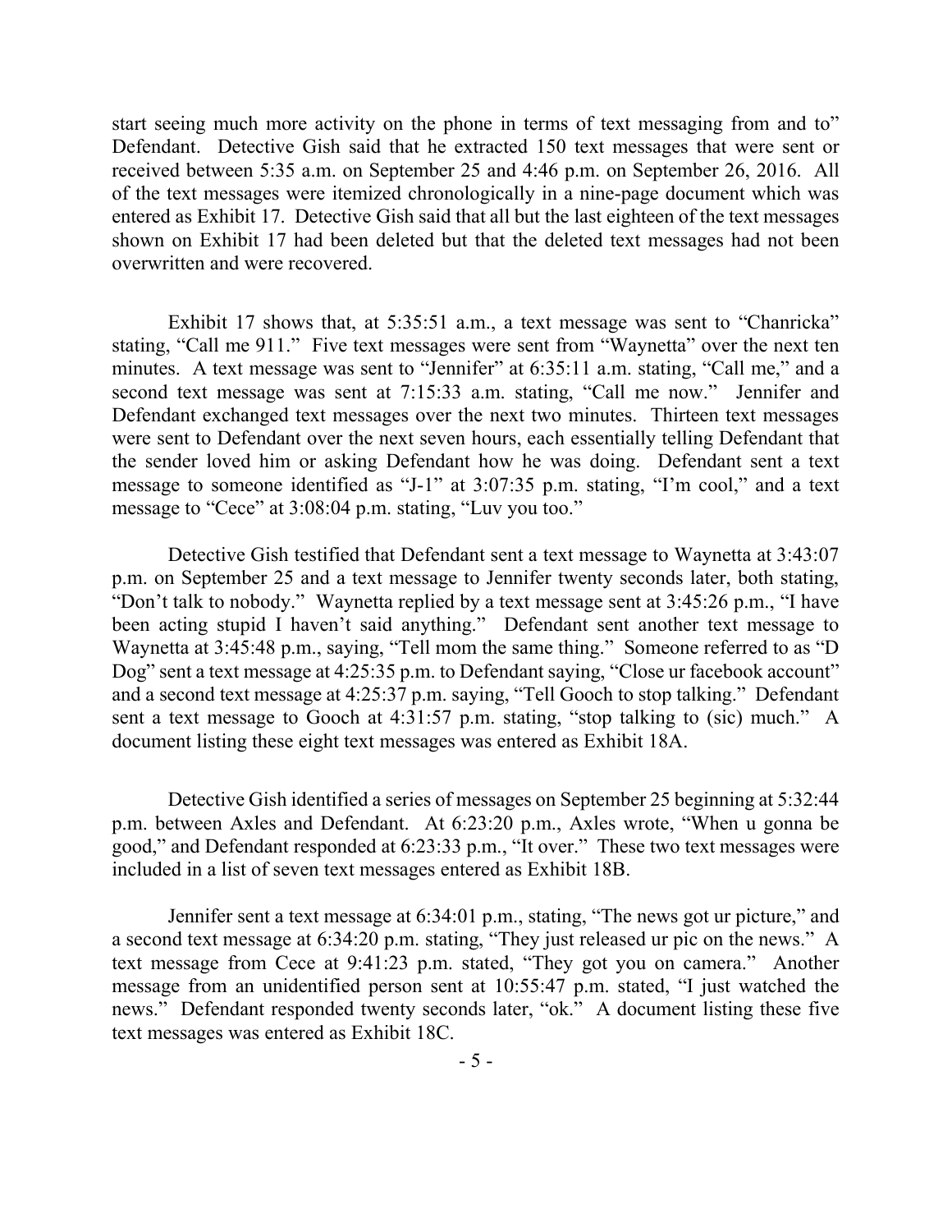start seeing much more activity on the phone in terms of text messaging from and to" Defendant. Detective Gish said that he extracted 150 text messages that were sent or received between 5:35 a.m. on September 25 and 4:46 p.m. on September 26, 2016. All of the text messages were itemized chronologically in a nine-page document which was entered as Exhibit 17. Detective Gish said that all but the last eighteen of the text messages shown on Exhibit 17 had been deleted but that the deleted text messages had not been overwritten and were recovered.

Exhibit 17 shows that, at 5:35:51 a.m., a text message was sent to "Chanricka" stating, "Call me 911." Five text messages were sent from "Waynetta" over the next ten minutes. A text message was sent to "Jennifer" at 6:35:11 a.m. stating, "Call me," and a second text message was sent at 7:15:33 a.m. stating, "Call me now." Jennifer and Defendant exchanged text messages over the next two minutes. Thirteen text messages were sent to Defendant over the next seven hours, each essentially telling Defendant that the sender loved him or asking Defendant how he was doing. Defendant sent a text message to someone identified as "J-1" at 3:07:35 p.m. stating, "I'm cool," and a text message to "Cece" at 3:08:04 p.m. stating, "Luv you too."

Detective Gish testified that Defendant sent a text message to Waynetta at 3:43:07 p.m. on September 25 and a text message to Jennifer twenty seconds later, both stating, "Don't talk to nobody." Waynetta replied by a text message sent at 3:45:26 p.m., "I have been acting stupid I haven't said anything." Defendant sent another text message to Waynetta at 3:45:48 p.m., saying, "Tell mom the same thing." Someone referred to as "D Dog" sent a text message at 4:25:35 p.m. to Defendant saying, "Close ur facebook account" and a second text message at 4:25:37 p.m. saying, "Tell Gooch to stop talking." Defendant sent a text message to Gooch at 4:31:57 p.m. stating, "stop talking to (sic) much." A document listing these eight text messages was entered as Exhibit 18A.

Detective Gish identified a series of messages on September 25 beginning at 5:32:44 p.m. between Axles and Defendant. At 6:23:20 p.m., Axles wrote, "When u gonna be good," and Defendant responded at 6:23:33 p.m., "It over." These two text messages were included in a list of seven text messages entered as Exhibit 18B.

Jennifer sent a text message at 6:34:01 p.m., stating, "The news got ur picture," and a second text message at 6:34:20 p.m. stating, "They just released ur pic on the news." A text message from Cece at 9:41:23 p.m. stated, "They got you on camera." Another message from an unidentified person sent at 10:55:47 p.m. stated, "I just watched the news." Defendant responded twenty seconds later, "ok." A document listing these five text messages was entered as Exhibit 18C.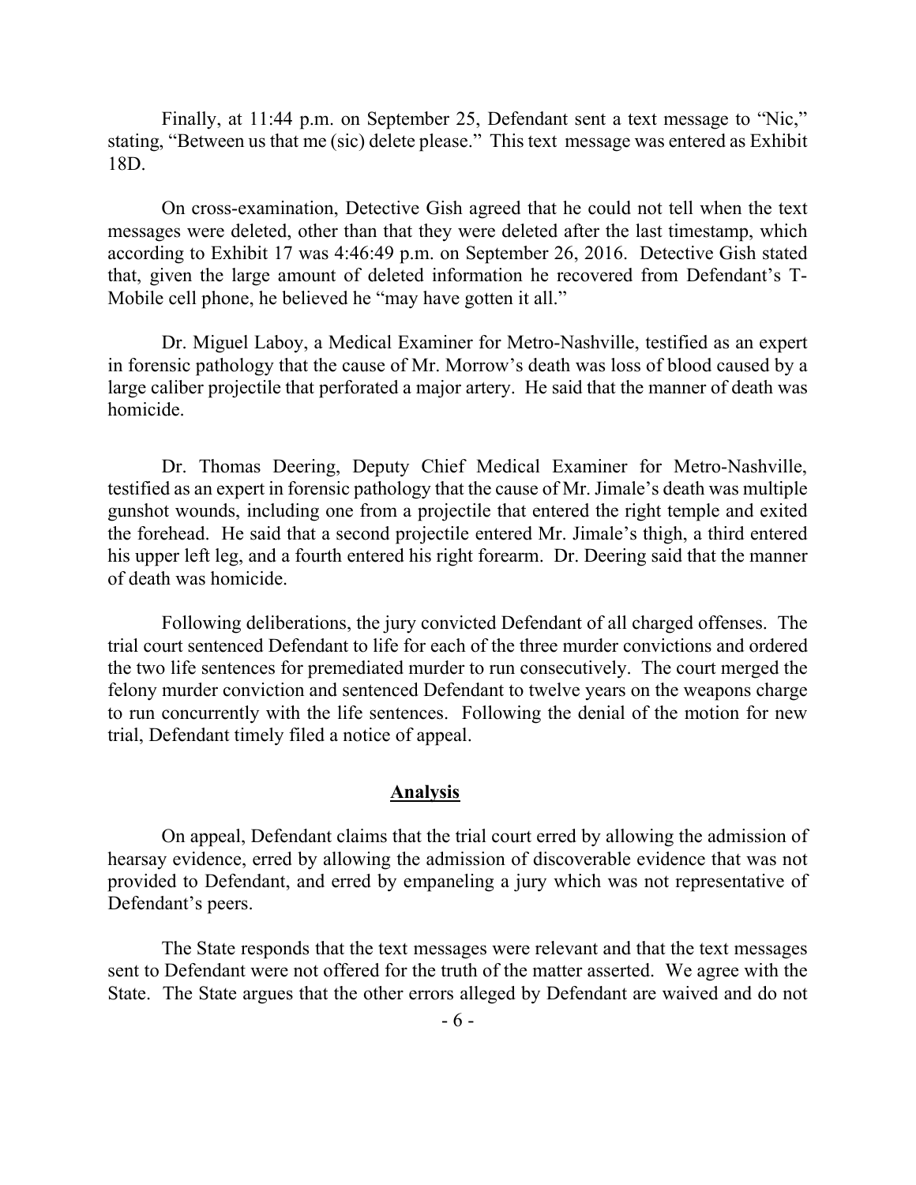Finally, at 11:44 p.m. on September 25, Defendant sent a text message to "Nic," stating, "Between us that me (sic) delete please." This text message was entered as Exhibit 18D.

On cross-examination, Detective Gish agreed that he could not tell when the text messages were deleted, other than that they were deleted after the last timestamp, which according to Exhibit 17 was 4:46:49 p.m. on September 26, 2016. Detective Gish stated that, given the large amount of deleted information he recovered from Defendant's T-Mobile cell phone, he believed he "may have gotten it all."

Dr. Miguel Laboy, a Medical Examiner for Metro-Nashville, testified as an expert in forensic pathology that the cause of Mr. Morrow's death was loss of blood caused by a large caliber projectile that perforated a major artery. He said that the manner of death was homicide.

Dr. Thomas Deering, Deputy Chief Medical Examiner for Metro-Nashville, testified as an expert in forensic pathology that the cause of Mr. Jimale's death was multiple gunshot wounds, including one from a projectile that entered the right temple and exited the forehead. He said that a second projectile entered Mr. Jimale's thigh, a third entered his upper left leg, and a fourth entered his right forearm. Dr. Deering said that the manner of death was homicide.

Following deliberations, the jury convicted Defendant of all charged offenses. The trial court sentenced Defendant to life for each of the three murder convictions and ordered the two life sentences for premediated murder to run consecutively. The court merged the felony murder conviction and sentenced Defendant to twelve years on the weapons charge to run concurrently with the life sentences. Following the denial of the motion for new trial, Defendant timely filed a notice of appeal.

## Analysis

On appeal, Defendant claims that the trial court erred by allowing the admission of hearsay evidence, erred by allowing the admission of discoverable evidence that was not provided to Defendant, and erred by empaneling a jury which was not representative of Defendant's peers.

The State responds that the text messages were relevant and that the text messages sent to Defendant were not offered for the truth of the matter asserted. We agree with the State. The State argues that the other errors alleged by Defendant are waived and do not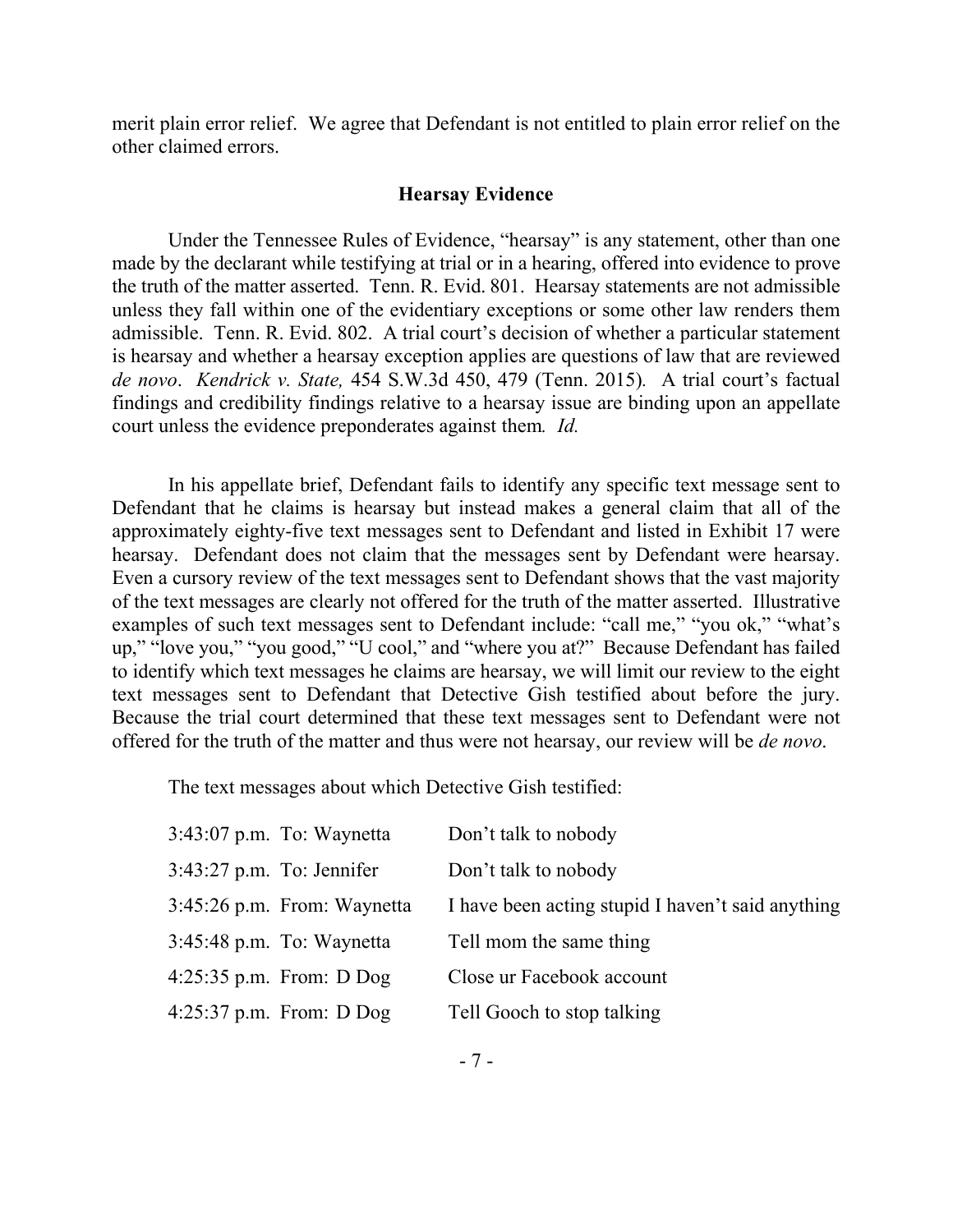merit plain error relief. We agree that Defendant is not entitled to plain error relief on the other claimed errors.

### Hearsay Evidence

Under the Tennessee Rules of Evidence, "hearsay" is any statement, other than one made by the declarant while testifying at trial or in a hearing, offered into evidence to prove the truth of the matter asserted. Tenn. R. Evid. 801. Hearsay statements are not admissible unless they fall within one of the evidentiary exceptions or some other law renders them admissible. Tenn. R. Evid. 802. A trial court's decision of whether a particular statement is hearsay and whether a hearsay exception applies are questions of law that are reviewed *de novo*. *Kendrick v. State,* 454 S.W.3d 450, 479 (Tenn. 2015). A trial court's factual findings and credibility findings relative to a hearsay issue are binding upon an appellate court unless the evidence preponderates against them. *Id.*

In his appellate brief, Defendant fails to identify any specific text message sent to Defendant that he claims is hearsay but instead makes a general claim that all of the approximately eighty-five text messages sent to Defendant and listed in Exhibit 17 were hearsay. Defendant does not claim that the messages sent by Defendant were hearsay. Even a cursory review of the text messages sent to Defendant shows that the vast majority of the text messages are clearly not offered for the truth of the matter asserted. Illustrative examples of such text messages sent to Defendant include: "call me," "you ok," "what's up," "love you," "you good," "U cool," and "where you at?" Because Defendant has failed to identify which text messages he claims are hearsay, we will limit our review to the eight text messages sent to Defendant that Detective Gish testified about before the jury. Because the trial court determined that these text messages sent to Defendant were not offered for the truth of the matter and thus were not hearsay, our review will be *de novo*.

The text messages about which Detective Gish testified:

| | | |
|---|---|---|
| 3:43:07 p.m. | To: Waynetta | Don't talk to nobody |
| 3:43:27 p.m. | To: Jennifer | Don't talk to nobody |
| 3:45:26 p.m. | From: Waynetta | I have been acting stupid I haven't said anything |
| 3:45:48 p.m. | To: Waynetta | Tell mom the same thing |
| 4:25:35 p.m. | From: D Dog | Close ur Facebook account |
| 4:25:37 p.m. | From: D Dog | Tell Gooch to stop talking |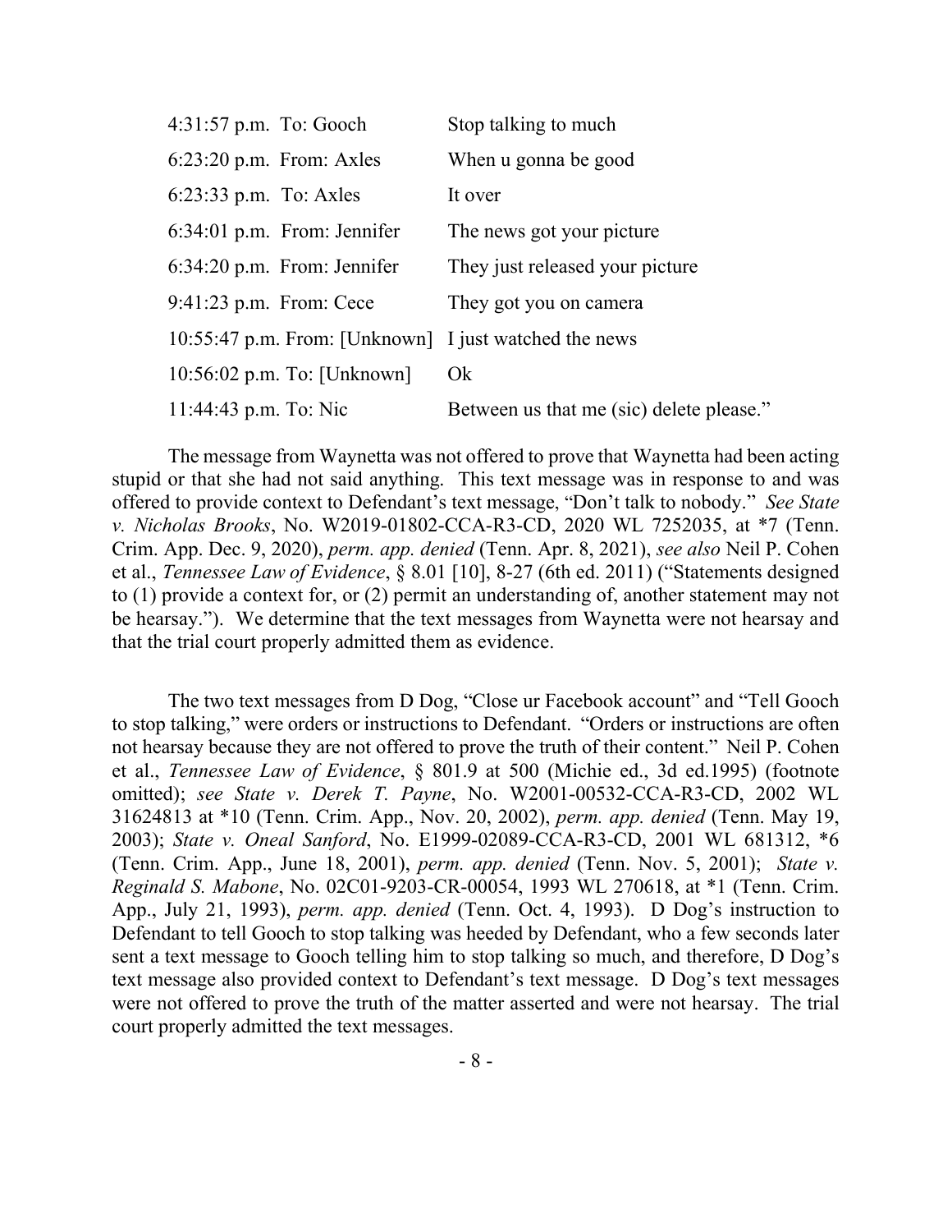| | |
|---|---|
| 4:31:57 p.m. To: Gooch | Stop talking to much |
| 6:23:20 p.m. From: Axles | When u gonna be good |
| 6:23:33 p.m. To: Axles | It over |
| 6:34:01 p.m. From: Jennifer | The news got your picture |
| 6:34:20 p.m. From: Jennifer | They just released your picture |
| 9:41:23 p.m. From: Cece | They got you on camera |
| 10:55:47 p.m. From: [Unknown] | I just watched the news |
| 10:56:02 p.m. To: [Unknown] | Ok |
| 11:44:43 p.m. To: Nic | Between us that me (sic) delete please." |

The message from Waynetta was not offered to prove that Waynetta had been acting stupid or that she had not said anything. This text message was in response to and was offered to provide context to Defendant's text message, "Don't talk to nobody." *See State v. Nicholas Brooks*, No. W2019-01802-CCA-R3-CD, 2020 WL 7252035, at *7 (Tenn. Crim. App. Dec. 9, 2020), *perm. app. denied* (Tenn. Apr. 8, 2021), *see also* Neil P. Cohen et al., *Tennessee Law of Evidence*, § 8.01 [10], 8-27 (6th ed. 2011) ("Statements designed to (1) provide a context for, or (2) permit an understanding of, another statement may not be hearsay."). We determine that the text messages from Waynetta were not hearsay and that the trial court properly admitted them as evidence.

The two text messages from D Dog, "Close ur Facebook account" and "Tell Gooch to stop talking," were orders or instructions to Defendant. "Orders or instructions are often not hearsay because they are not offered to prove the truth of their content." Neil P. Cohen et al., *Tennessee Law of Evidence*, § 801.9 at 500 (Michie ed., 3d ed.1995) (footnote omitted); *see State v. Derek T. Payne*, No. W2001-00532-CCA-R3-CD, 2002 WL 31624813 at *10 (Tenn. Crim. App., Nov. 20, 2002), *perm. app. denied* (Tenn. May 19, 2003); *State v. Oneal Sanford*, No. E1999-02089-CCA-R3-CD, 2001 WL 681312, *6 (Tenn. Crim. App., June 18, 2001), *perm. app. denied* (Tenn. Nov. 5, 2001); *State v. Reginald S. Mabone*, No. 02C01-9203-CR-00054, 1993 WL 270618, at *1 (Tenn. Crim. App., July 21, 1993), *perm. app. denied* (Tenn. Oct. 4, 1993). D Dog's instruction to Defendant to tell Gooch to stop talking was heeded by Defendant, who a few seconds later sent a text message to Gooch telling him to stop talking so much, and therefore, D Dog's text message also provided context to Defendant's text message. D Dog's text messages were not offered to prove the truth of the matter asserted and were not hearsay. The trial court properly admitted the text messages.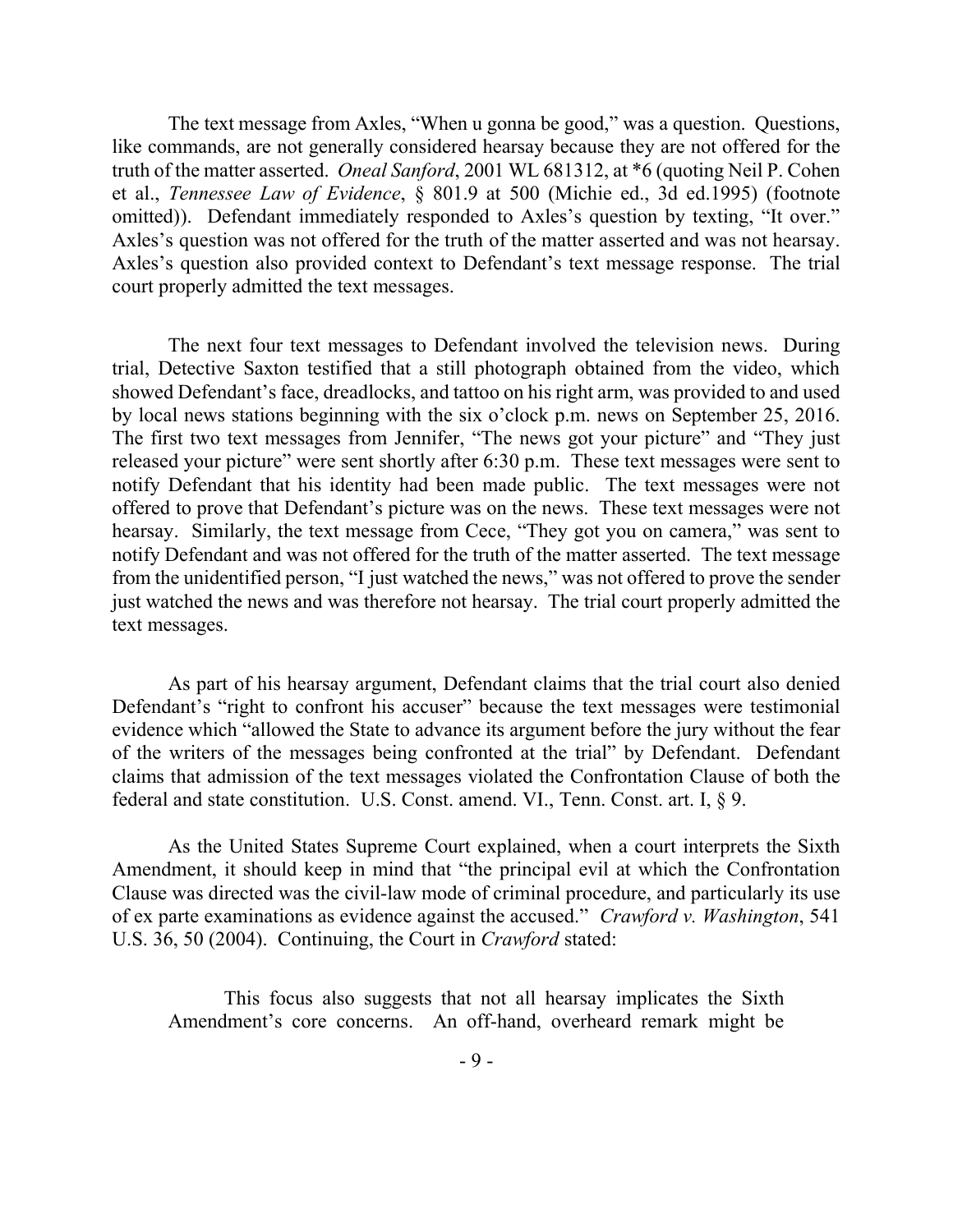The text message from Axles, "When u gonna be good," was a question. Questions, like commands, are not generally considered hearsay because they are not offered for the truth of the matter asserted. *Oneal Sanford*, 2001 WL 681312, at *6 (quoting Neil P. Cohen et al., *Tennessee Law of Evidence*, § 801.9 at 500 (Michie ed., 3d ed.1995) (footnote omitted)). Defendant immediately responded to Axles's question by texting, "It over." Axles's question was not offered for the truth of the matter asserted and was not hearsay. Axles's question also provided context to Defendant's text message response. The trial court properly admitted the text messages.

The next four text messages to Defendant involved the television news. During trial, Detective Saxton testified that a still photograph obtained from the video, which showed Defendant's face, dreadlocks, and tattoo on his right arm, was provided to and used by local news stations beginning with the six o'clock p.m. news on September 25, 2016. The first two text messages from Jennifer, "The news got your picture" and "They just released your picture" were sent shortly after 6:30 p.m. These text messages were sent to notify Defendant that his identity had been made public. The text messages were not offered to prove that Defendant's picture was on the news. These text messages were not hearsay. Similarly, the text message from Cece, "They got you on camera," was sent to notify Defendant and was not offered for the truth of the matter asserted. The text message from the unidentified person, "I just watched the news," was not offered to prove the sender just watched the news and was therefore not hearsay. The trial court properly admitted the text messages.

As part of his hearsay argument, Defendant claims that the trial court also denied Defendant's "right to confront his accuser" because the text messages were testimonial evidence which "allowed the State to advance its argument before the jury without the fear of the writers of the messages being confronted at the trial" by Defendant. Defendant claims that admission of the text messages violated the Confrontation Clause of both the federal and state constitution. U.S. Const. amend. VI., Tenn. Const. art. I, § 9.

As the United States Supreme Court explained, when a court interprets the Sixth Amendment, it should keep in mind that "the principal evil at which the Confrontation Clause was directed was the civil-law mode of criminal procedure, and particularly its use of ex parte examinations as evidence against the accused." *Crawford v. Washington*, 541 U.S. 36, 50 (2004). Continuing, the Court in *Crawford* stated:

> This focus also suggests that not all hearsay implicates the Sixth Amendment's core concerns. An off-hand, overheard remark might be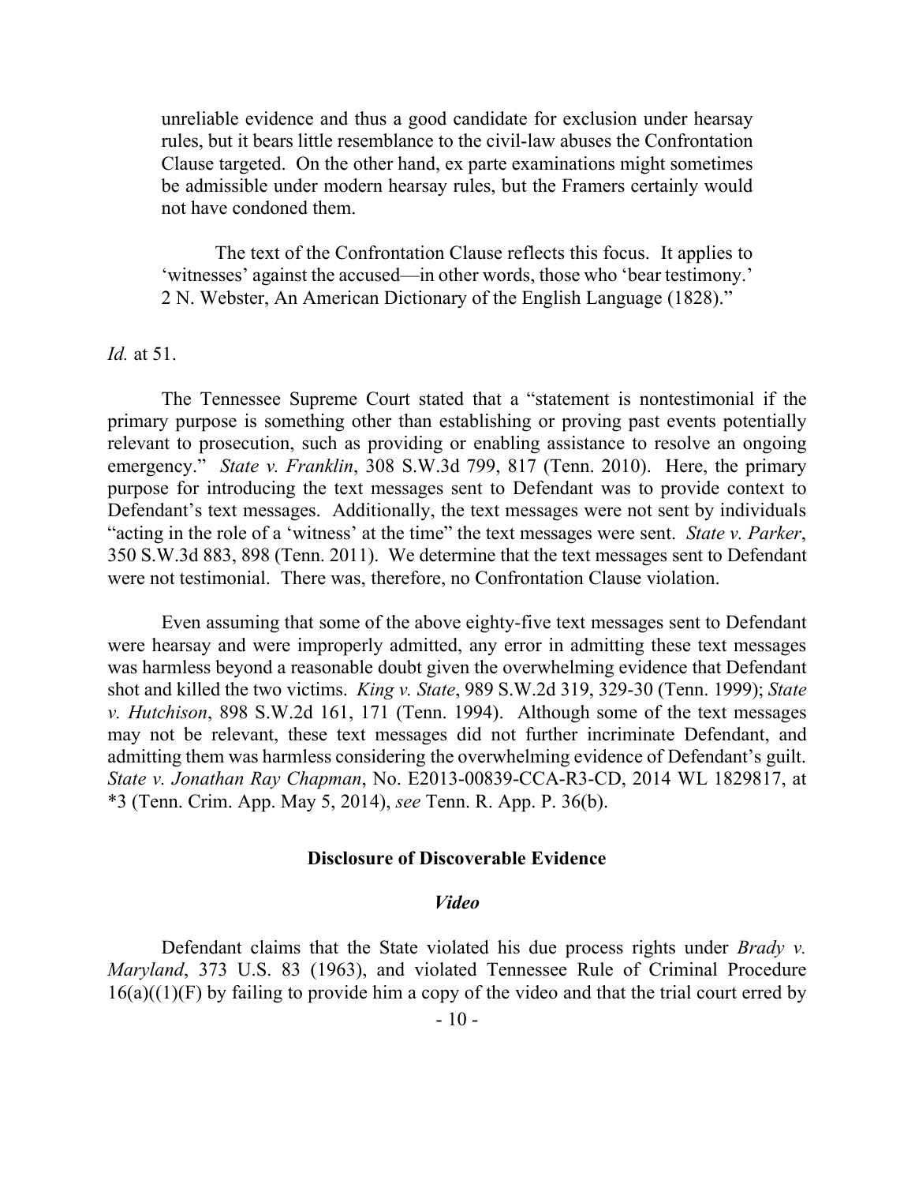unreliable evidence and thus a good candidate for exclusion under hearsay rules, but it bears little resemblance to the civil-law abuses the Confrontation Clause targeted. On the other hand, ex parte examinations might sometimes be admissible under modern hearsay rules, but the Framers certainly would not have condoned them.

> The text of the Confrontation Clause reflects this focus. It applies to 'witnesses' against the accused—in other words, those who 'bear testimony.' 2 N. Webster, An American Dictionary of the English Language (1828)."

*Id.* at 51.

The Tennessee Supreme Court stated that a "statement is nontestimonial if the primary purpose is something other than establishing or proving past events potentially relevant to prosecution, such as providing or enabling assistance to resolve an ongoing emergency." *State v. Franklin*, 308 S.W.3d 799, 817 (Tenn. 2010). Here, the primary purpose for introducing the text messages sent to Defendant was to provide context to Defendant's text messages. Additionally, the text messages were not sent by individuals "acting in the role of a 'witness' at the time" the text messages were sent. *State v. Parker*, 350 S.W.3d 883, 898 (Tenn. 2011). We determine that the text messages sent to Defendant were not testimonial. There was, therefore, no Confrontation Clause violation.

Even assuming that some of the above eighty-five text messages sent to Defendant were hearsay and were improperly admitted, any error in admitting these text messages was harmless beyond a reasonable doubt given the overwhelming evidence that Defendant shot and killed the two victims. *King v. State*, 989 S.W.2d 319, 329-30 (Tenn. 1999); *State v. Hutchison*, 898 S.W.2d 161, 171 (Tenn. 1994). Although some of the text messages may not be relevant, these text messages did not further incriminate Defendant, and admitting them was harmless considering the overwhelming evidence of Defendant's guilt. *State v. Jonathan Ray Chapman*, No. E2013-00839-CCA-R3-CD, 2014 WL 1829817, at *3 (Tenn. Crim. App. May 5, 2014), *see* Tenn. R. App. P. 36(b).

## Disclosure of Discoverable Evidence

### *Video*

Defendant claims that the State violated his due process rights under *Brady v. Maryland*, 373 U.S. 83 (1963), and violated Tennessee Rule of Criminal Procedure 16(a)((1)(F) by failing to provide him a copy of the video and that the trial court erred by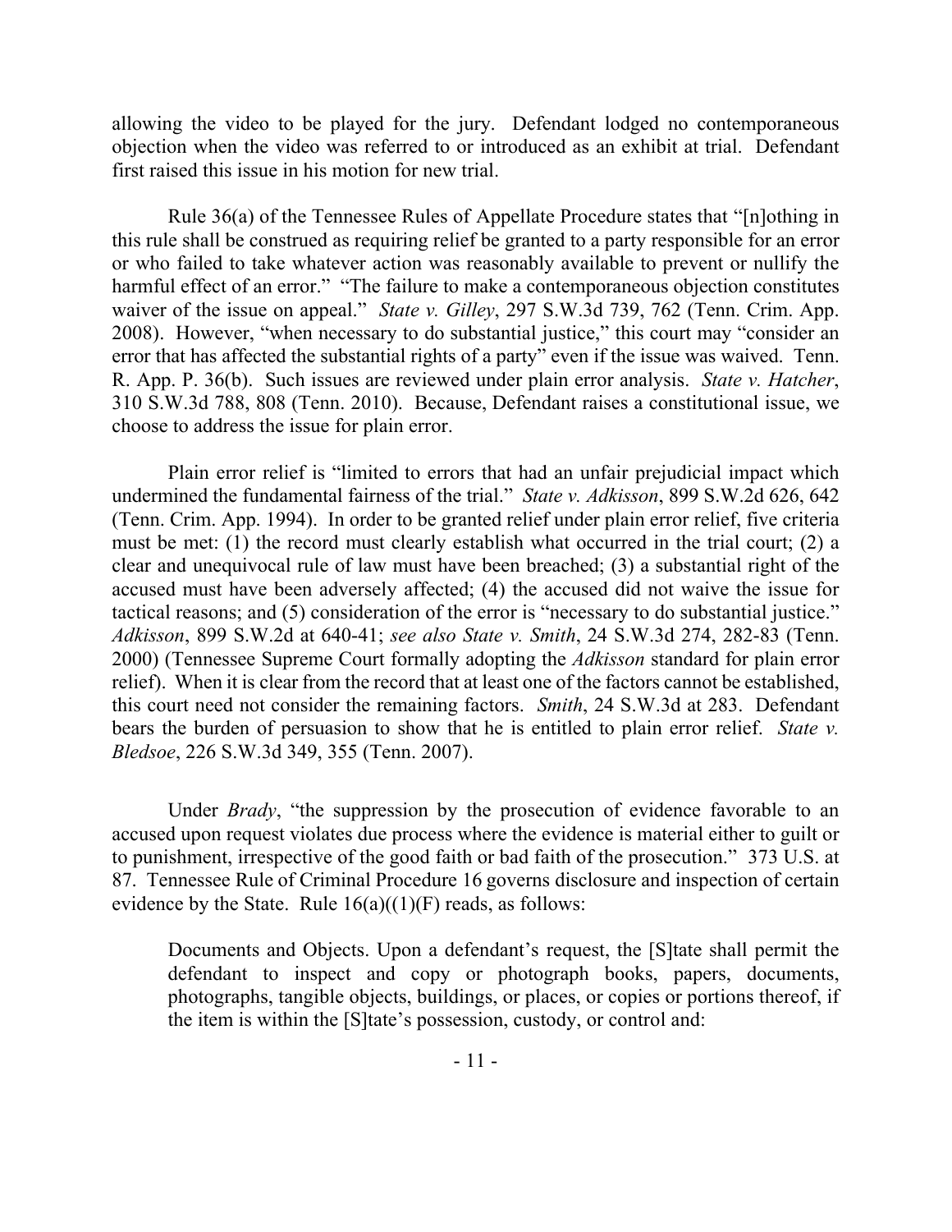allowing the video to be played for the jury. Defendant lodged no contemporaneous objection when the video was referred to or introduced as an exhibit at trial. Defendant first raised this issue in his motion for new trial.

Rule 36(a) of the Tennessee Rules of Appellate Procedure states that "[n]othing in this rule shall be construed as requiring relief be granted to a party responsible for an error or who failed to take whatever action was reasonably available to prevent or nullify the harmful effect of an error." "The failure to make a contemporaneous objection constitutes waiver of the issue on appeal." *State v. Gilley*, 297 S.W.3d 739, 762 (Tenn. Crim. App. 2008). However, "when necessary to do substantial justice," this court may "consider an error that has affected the substantial rights of a party" even if the issue was waived. Tenn. R. App. P. 36(b). Such issues are reviewed under plain error analysis. *State v. Hatcher*, 310 S.W.3d 788, 808 (Tenn. 2010). Because, Defendant raises a constitutional issue, we choose to address the issue for plain error.

Plain error relief is "limited to errors that had an unfair prejudicial impact which undermined the fundamental fairness of the trial." *State v. Adkisson*, 899 S.W.2d 626, 642 (Tenn. Crim. App. 1994). In order to be granted relief under plain error relief, five criteria must be met: (1) the record must clearly establish what occurred in the trial court; (2) a clear and unequivocal rule of law must have been breached; (3) a substantial right of the accused must have been adversely affected; (4) the accused did not waive the issue for tactical reasons; and (5) consideration of the error is "necessary to do substantial justice." *Adkisson*, 899 S.W.2d at 640-41; *see also State v. Smith*, 24 S.W.3d 274, 282-83 (Tenn. 2000) (Tennessee Supreme Court formally adopting the *Adkisson* standard for plain error relief). When it is clear from the record that at least one of the factors cannot be established, this court need not consider the remaining factors. *Smith*, 24 S.W.3d at 283. Defendant bears the burden of persuasion to show that he is entitled to plain error relief. *State v. Bledsoe*, 226 S.W.3d 349, 355 (Tenn. 2007).

Under *Brady*, "the suppression by the prosecution of evidence favorable to an accused upon request violates due process where the evidence is material either to guilt or to punishment, irrespective of the good faith or bad faith of the prosecution." 373 U.S. at 87. Tennessee Rule of Criminal Procedure 16 governs disclosure and inspection of certain evidence by the State. Rule 16(a)((1)(F) reads, as follows:

> Documents and Objects. Upon a defendant's request, the [S]tate shall permit the defendant to inspect and copy or photograph books, papers, documents, photographs, tangible objects, buildings, or places, or copies or portions thereof, if the item is within the [S]tate's possession, custody, or control and: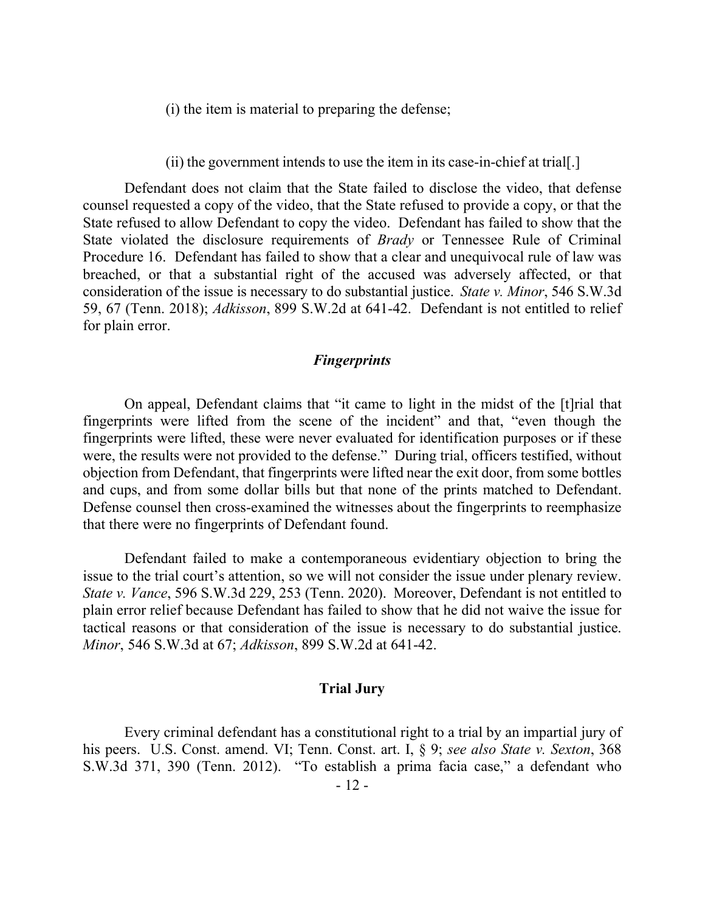(i) the item is material to preparing the defense;

(ii) the government intends to use the item in its case-in-chief at trial[.]

Defendant does not claim that the State failed to disclose the video, that defense counsel requested a copy of the video, that the State refused to provide a copy, or that the State refused to allow Defendant to copy the video. Defendant has failed to show that the State violated the disclosure requirements of *Brady* or Tennessee Rule of Criminal Procedure 16. Defendant has failed to show that a clear and unequivocal rule of law was breached, or that a substantial right of the accused was adversely affected, or that consideration of the issue is necessary to do substantial justice. *State v. Minor*, 546 S.W.3d 59, 67 (Tenn. 2018); *Adkisson*, 899 S.W.2d at 641-42. Defendant is not entitled to relief for plain error.

### *Fingerprints*

On appeal, Defendant claims that "it came to light in the midst of the [t]rial that fingerprints were lifted from the scene of the incident" and that, "even though the fingerprints were lifted, these were never evaluated for identification purposes or if these were, the results were not provided to the defense." During trial, officers testified, without objection from Defendant, that fingerprints were lifted near the exit door, from some bottles and cups, and from some dollar bills but that none of the prints matched to Defendant. Defense counsel then cross-examined the witnesses about the fingerprints to reemphasize that there were no fingerprints of Defendant found.

Defendant failed to make a contemporaneous evidentiary objection to bring the issue to the trial court's attention, so we will not consider the issue under plenary review. *State v. Vance*, 596 S.W.3d 229, 253 (Tenn. 2020). Moreover, Defendant is not entitled to plain error relief because Defendant has failed to show that he did not waive the issue for tactical reasons or that consideration of the issue is necessary to do substantial justice. *Minor*, 546 S.W.3d at 67; *Adkisson*, 899 S.W.2d at 641-42.

### **Trial Jury**

Every criminal defendant has a constitutional right to a trial by an impartial jury of his peers. U.S. Const. amend. VI; Tenn. Const. art. I, § 9; *see also State v. Sexton*, 368 S.W.3d 371, 390 (Tenn. 2012). "To establish a prima facia case," a defendant who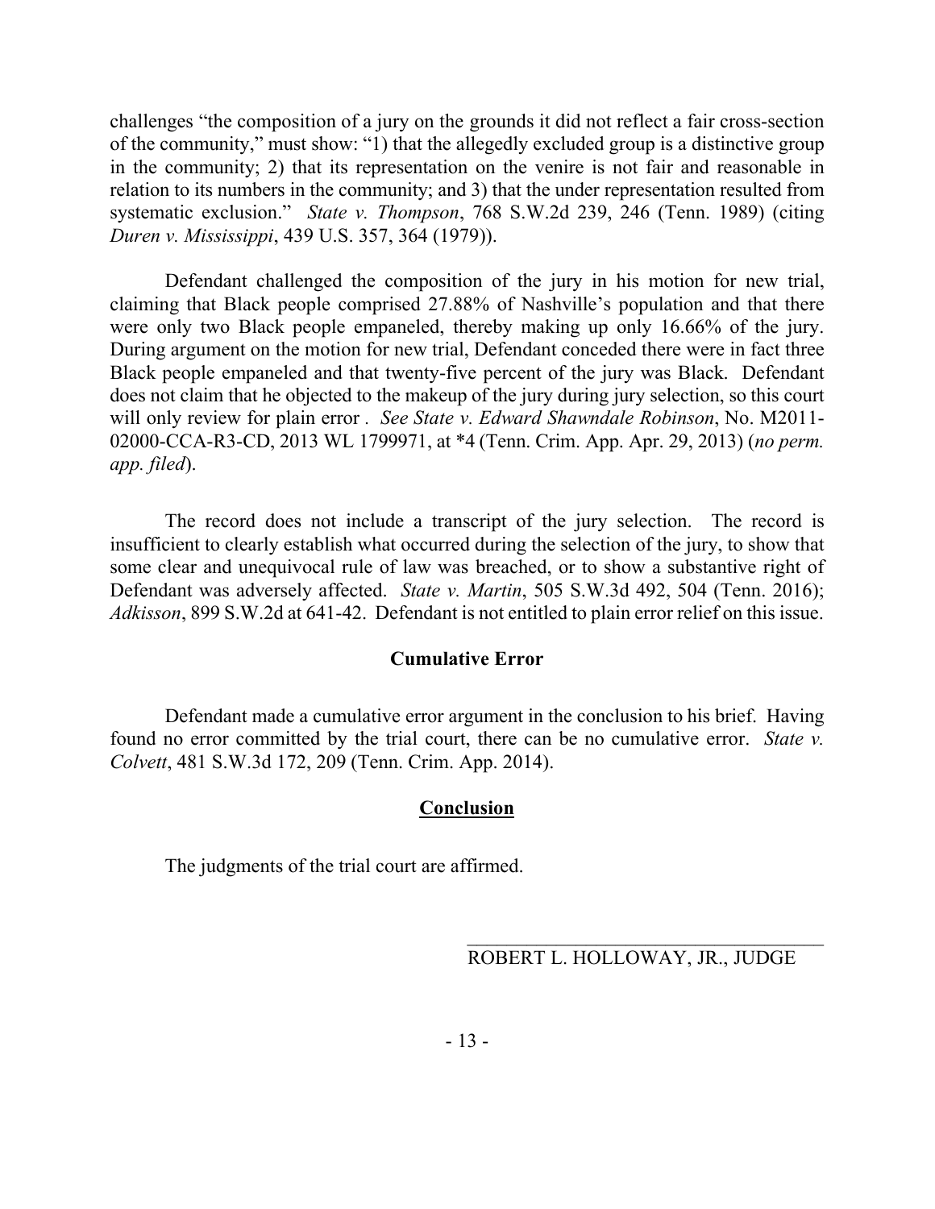challenges "the composition of a jury on the grounds it did not reflect a fair cross-section of the community," must show: "1) that the allegedly excluded group is a distinctive group in the community; 2) that its representation on the venire is not fair and reasonable in relation to its numbers in the community; and 3) that the under representation resulted from systematic exclusion." *State v. Thompson*, 768 S.W.2d 239, 246 (Tenn. 1989) (citing *Duren v. Mississippi*, 439 U.S. 357, 364 (1979)).

Defendant challenged the composition of the jury in his motion for new trial, claiming that Black people comprised 27.88% of Nashville's population and that there were only two Black people empaneled, thereby making up only 16.66% of the jury. During argument on the motion for new trial, Defendant conceded there were in fact three Black people empaneled and that twenty-five percent of the jury was Black. Defendant does not claim that he objected to the makeup of the jury during jury selection, so this court will only review for plain error . *See State v. Edward Shawndale Robinson*, No. M2011-02000-CCA-R3-CD, 2013 WL 1799971, at *4 (Tenn. Crim. App. Apr. 29, 2013) (*no perm. app. filed*).

The record does not include a transcript of the jury selection. The record is insufficient to clearly establish what occurred during the selection of the jury, to show that some clear and unequivocal rule of law was breached, or to show a substantive right of Defendant was adversely affected. *State v. Martin*, 505 S.W.3d 492, 504 (Tenn. 2016); *Adkisson*, 899 S.W.2d at 641-42. Defendant is not entitled to plain error relief on this issue.

**Cumulative Error**

Defendant made a cumulative error argument in the conclusion to his brief. Having found no error committed by the trial court, there can be no cumulative error. *State v. Colvett*, 481 S.W.3d 172, 209 (Tenn. Crim. App. 2014).

**Conclusion**

The judgments of the trial court are affirmed.

ROBERT L. HOLLOWAY, JR., JUDGE